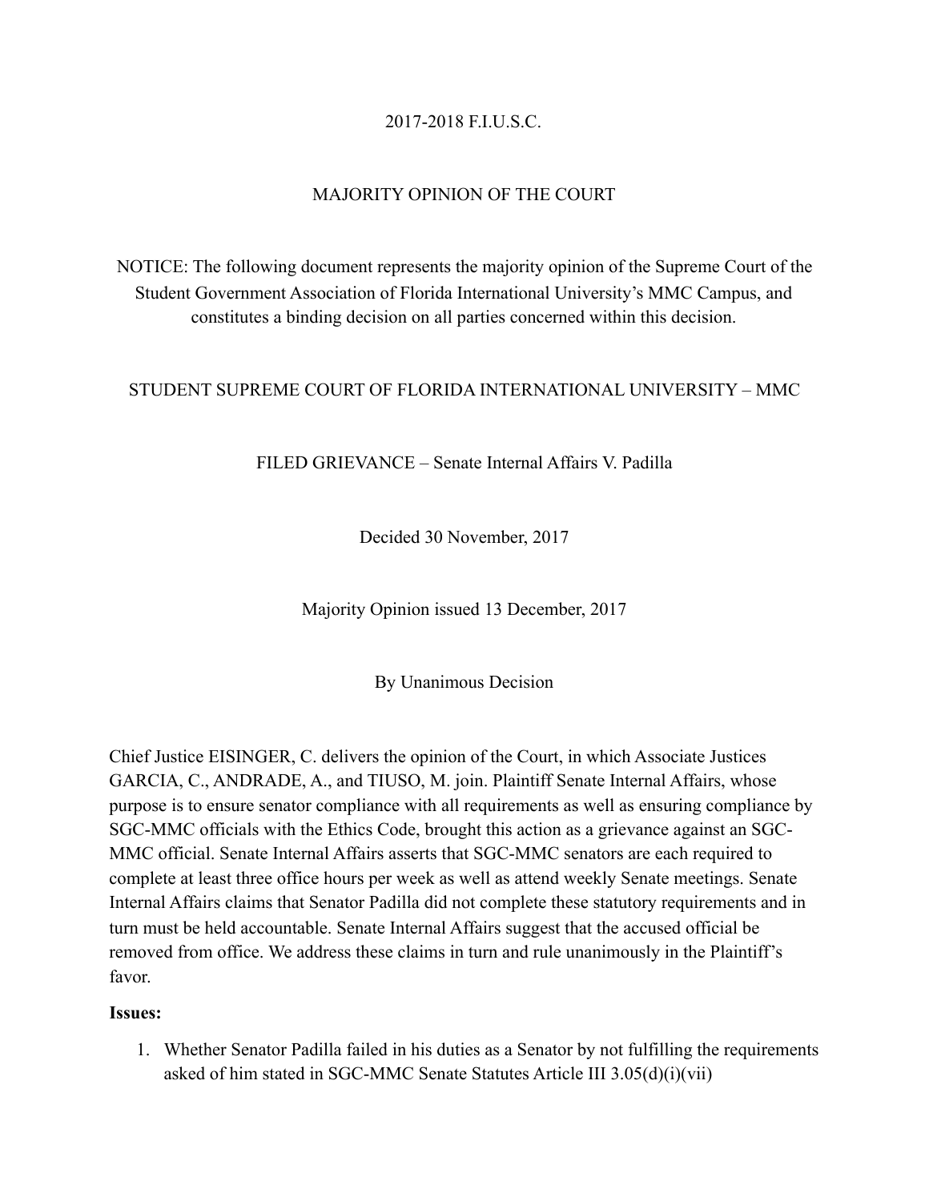2017-2018 F.I.U.S.C.

MAJORITY OPINION OF THE COURT

NOTICE: The following document represents the majority opinion of the Supreme Court of the Student Government Association of Florida International University's MMC Campus, and constitutes a binding decision on all parties concerned within this decision.

STUDENT SUPREME COURT OF FLORIDA INTERNATIONAL UNIVERSITY – MMC

FILED GRIEVANCE – Senate Internal Affairs V. Padilla

Decided 30 November, 2017

Majority Opinion issued 13 December, 2017

By Unanimous Decision

Chief Justice EISINGER, C. delivers the opinion of the Court, in which Associate Justices GARCIA, C., ANDRADE, A., and TIUSO, M. join. Plaintiff Senate Internal Affairs, whose purpose is to ensure senator compliance with all requirements as well as ensuring compliance by SGC-MMC officials with the Ethics Code, brought this action as a grievance against an SGC-MMC official. Senate Internal Affairs asserts that SGC-MMC senators are each required to complete at least three office hours per week as well as attend weekly Senate meetings. Senate Internal Affairs claims that Senator Padilla did not complete these statutory requirements and in turn must be held accountable. Senate Internal Affairs suggest that the accused official be removed from office. We address these claims in turn and rule unanimously in the Plaintiff's favor.

**Issues:**

1. Whether Senator Padilla failed in his duties as a Senator by not fulfilling the requirements asked of him stated in SGC-MMC Senate Statutes Article III 3.05(d)(i)(vii)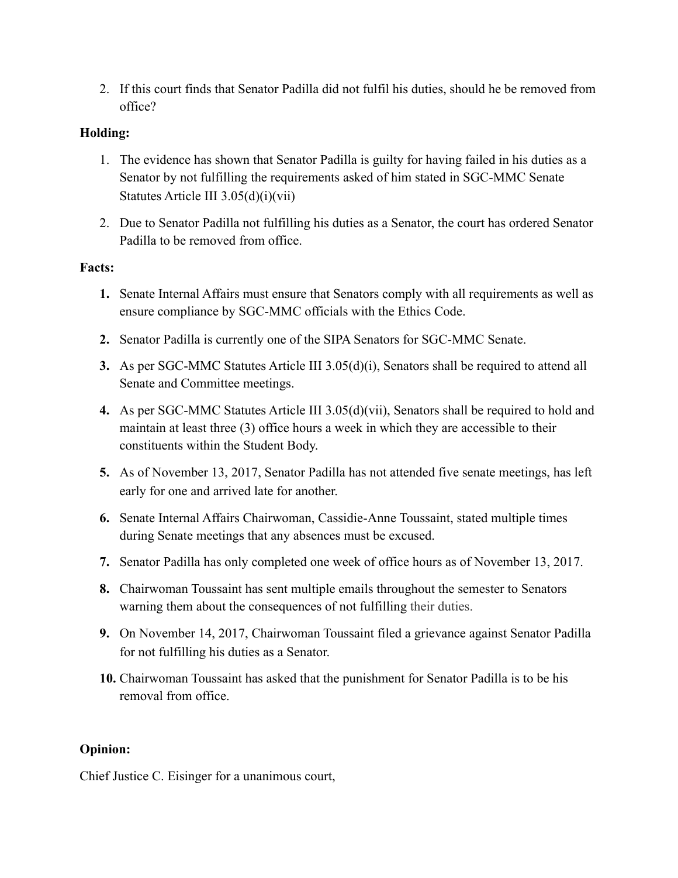2. If this court finds that Senator Padilla did not fulfil his duties, should he be removed from office?

**Holding:**

1. The evidence has shown that Senator Padilla is guilty for having failed in his duties as a Senator by not fulfilling the requirements asked of him stated in SGC-MMC Senate Statutes Article III 3.05(d)(i)(vii)

2. Due to Senator Padilla not fulfilling his duties as a Senator, the court has ordered Senator Padilla to be removed from office.

**Facts:**

1. Senate Internal Affairs must ensure that Senators comply with all requirements as well as ensure compliance by SGC-MMC officials with the Ethics Code.

2. Senator Padilla is currently one of the SIPA Senators for SGC-MMC Senate.

3. As per SGC-MMC Statutes Article III 3.05(d)(i), Senators shall be required to attend all Senate and Committee meetings.

4. As per SGC-MMC Statutes Article III 3.05(d)(vii), Senators shall be required to hold and maintain at least three (3) office hours a week in which they are accessible to their constituents within the Student Body.

5. As of November 13, 2017, Senator Padilla has not attended five senate meetings, has left early for one and arrived late for another.

6. Senate Internal Affairs Chairwoman, Cassidie-Anne Toussaint, stated multiple times during Senate meetings that any absences must be excused.

7. Senator Padilla has only completed one week of office hours as of November 13, 2017.

8. Chairwoman Toussaint has sent multiple emails throughout the semester to Senators warning them about the consequences of not fulfilling their duties.

9. On November 14, 2017, Chairwoman Toussaint filed a grievance against Senator Padilla for not fulfilling his duties as a Senator.

10. Chairwoman Toussaint has asked that the punishment for Senator Padilla is to be his removal from office.

**Opinion:**

Chief Justice C. Eisinger for a unanimous court,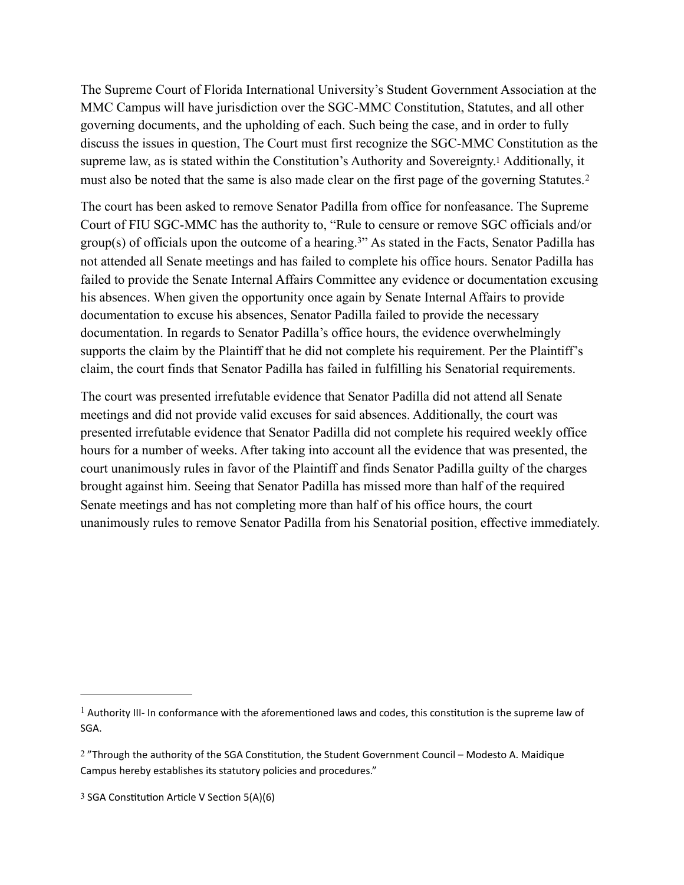The Supreme Court of Florida International University's Student Government Association at the MMC Campus will have jurisdiction over the SGC-MMC Constitution, Statutes, and all other governing documents, and the upholding of each. Such being the case, and in order to fully discuss the issues in question, The Court must first recognize the SGC-MMC Constitution as the supreme law, as is stated within the Constitution's Authority and Sovereignty.[1] Additionally, it must also be noted that the same is also made clear on the first page of the governing Statutes.[2]

The court has been asked to remove Senator Padilla from office for nonfeasance. The Supreme Court of FIU SGC-MMC has the authority to, "Rule to censure or remove SGC officials and/or group(s) of officials upon the outcome of a hearing.[3]" As stated in the Facts, Senator Padilla has not attended all Senate meetings and has failed to complete his office hours. Senator Padilla has failed to provide the Senate Internal Affairs Committee any evidence or documentation excusing his absences. When given the opportunity once again by Senate Internal Affairs to provide documentation to excuse his absences, Senator Padilla failed to provide the necessary documentation. In regards to Senator Padilla's office hours, the evidence overwhelmingly supports the claim by the Plaintiff that he did not complete his requirement. Per the Plaintiff's claim, the court finds that Senator Padilla has failed in fulfilling his Senatorial requirements.

The court was presented irrefutable evidence that Senator Padilla did not attend all Senate meetings and did not provide valid excuses for said absences. Additionally, the court was presented irrefutable evidence that Senator Padilla did not complete his required weekly office hours for a number of weeks. After taking into account all the evidence that was presented, the court unanimously rules in favor of the Plaintiff and finds Senator Padilla guilty of the charges brought against him. Seeing that Senator Padilla has missed more than half of the required Senate meetings and has not completing more than half of his office hours, the court unanimously rules to remove Senator Padilla from his Senatorial position, effective immediately.

---

[1] Authority III- In conformance with the aforementioned laws and codes, this constitution is the supreme law of SGA.

[2] "Through the authority of the SGA Constitution, the Student Government Council – Modesto A. Maidique Campus hereby establishes its statutory policies and procedures."

[3] SGA Constitution Article V Section 5(A)(6)